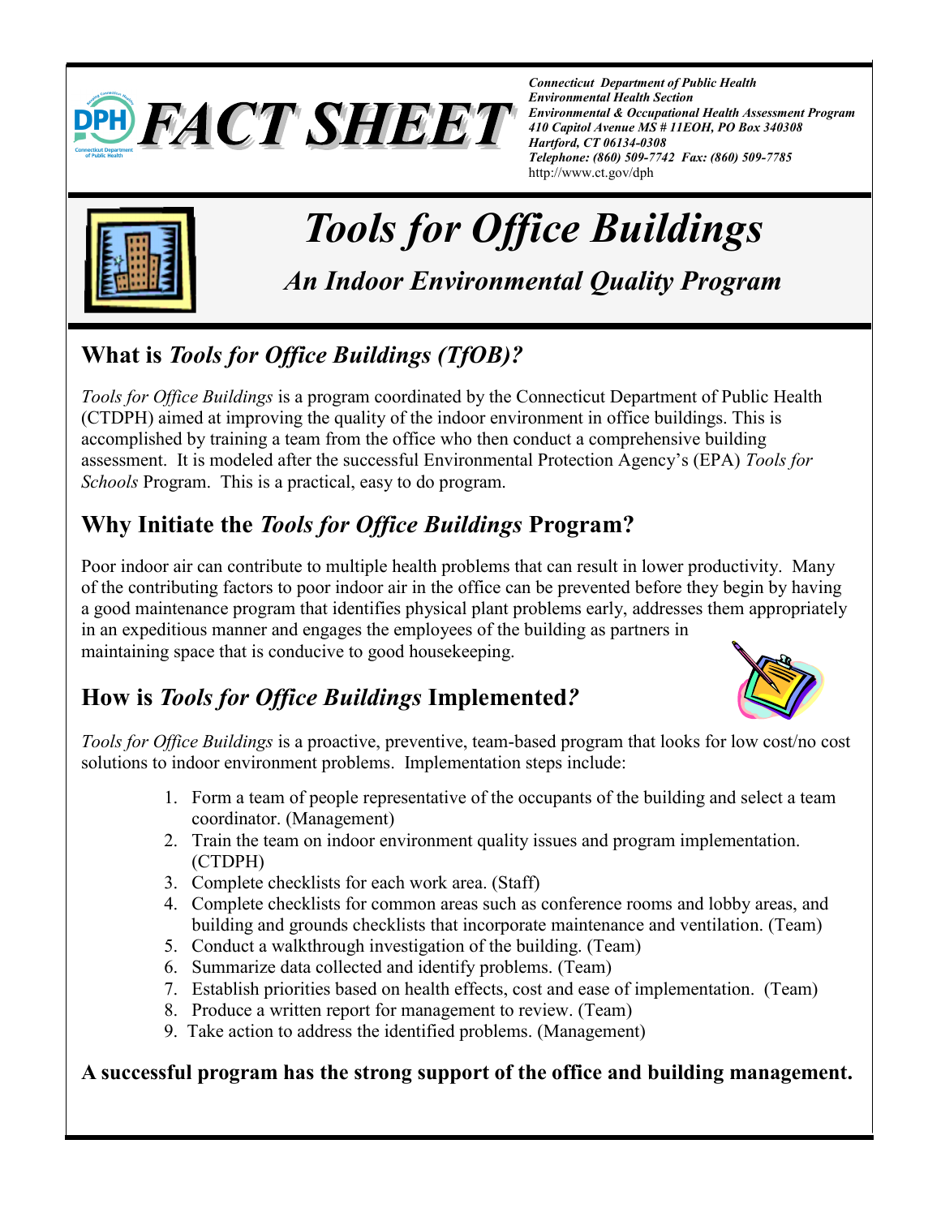# FACT SHEET

***Connecticut Department of Public Health***
***Environmental Health Section***
***Environmental & Occupational Health Assessment Program***
***410 Capitol Avenue MS # 11EOH, PO Box 340308***
***Hartford, CT 06134-0308***
***Telephone: (860) 509-7742 Fax: (860) 509-7785***
http://www.ct.gov/dph

# *Tools for Office Buildings*

## *An Indoor Environmental Quality Program*

## What is *Tools for Office Buildings (TfOB)?*

*Tools for Office Buildings* is a program coordinated by the Connecticut Department of Public Health (CTDPH) aimed at improving the quality of the indoor environment in office buildings. This is accomplished by training a team from the office who then conduct a comprehensive building assessment. It is modeled after the successful Environmental Protection Agency's (EPA) *Tools for Schools* Program. This is a practical, easy to do program.

## Why Initiate the *Tools for Office Buildings* Program?

Poor indoor air can contribute to multiple health problems that can result in lower productivity. Many of the contributing factors to poor indoor air in the office can be prevented before they begin by having a good maintenance program that identifies physical plant problems early, addresses them appropriately in an expeditious manner and engages the employees of the building as partners in maintaining space that is conducive to good housekeeping.

## How is *Tools for Office Buildings* Implemented*?*

*Tools for Office Buildings* is a proactive, preventive, team-based program that looks for low cost/no cost solutions to indoor environment problems. Implementation steps include:

1. Form a team of people representative of the occupants of the building and select a team coordinator. (Management)
2. Train the team on indoor environment quality issues and program implementation. (CTDPH)
3. Complete checklists for each work area. (Staff)
4. Complete checklists for common areas such as conference rooms and lobby areas, and building and grounds checklists that incorporate maintenance and ventilation. (Team)
5. Conduct a walkthrough investigation of the building. (Team)
6. Summarize data collected and identify problems. (Team)
7. Establish priorities based on health effects, cost and ease of implementation. (Team)
8. Produce a written report for management to review. (Team)
9. Take action to address the identified problems. (Management)

**A successful program has the strong support of the office and building management.**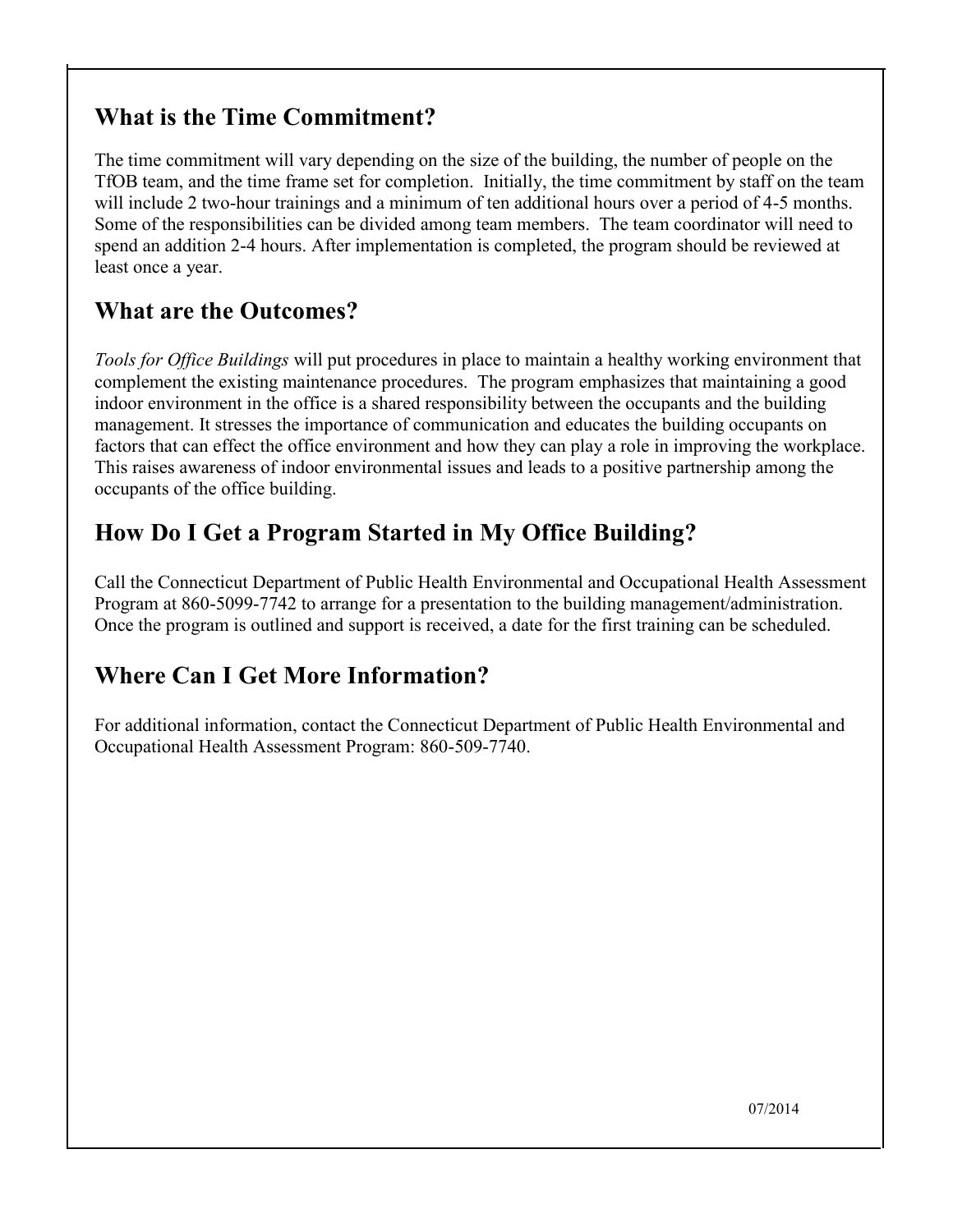## What is the Time Commitment?

The time commitment will vary depending on the size of the building, the number of people on the TfOB team, and the time frame set for completion. Initially, the time commitment by staff on the team will include 2 two-hour trainings and a minimum of ten additional hours over a period of 4-5 months. Some of the responsibilities can be divided among team members. The team coordinator will need to spend an addition 2-4 hours. After implementation is completed, the program should be reviewed at least once a year.

## What are the Outcomes?

*Tools for Office Buildings* will put procedures in place to maintain a healthy working environment that complement the existing maintenance procedures. The program emphasizes that maintaining a good indoor environment in the office is a shared responsibility between the occupants and the building management. It stresses the importance of communication and educates the building occupants on factors that can effect the office environment and how they can play a role in improving the workplace. This raises awareness of indoor environmental issues and leads to a positive partnership among the occupants of the office building.

## How Do I Get a Program Started in My Office Building?

Call the Connecticut Department of Public Health Environmental and Occupational Health Assessment Program at 860-5099-7742 to arrange for a presentation to the building management/administration. Once the program is outlined and support is received, a date for the first training can be scheduled.

## Where Can I Get More Information?

For additional information, contact the Connecticut Department of Public Health Environmental and Occupational Health Assessment Program: 860-509-7740.

07/2014